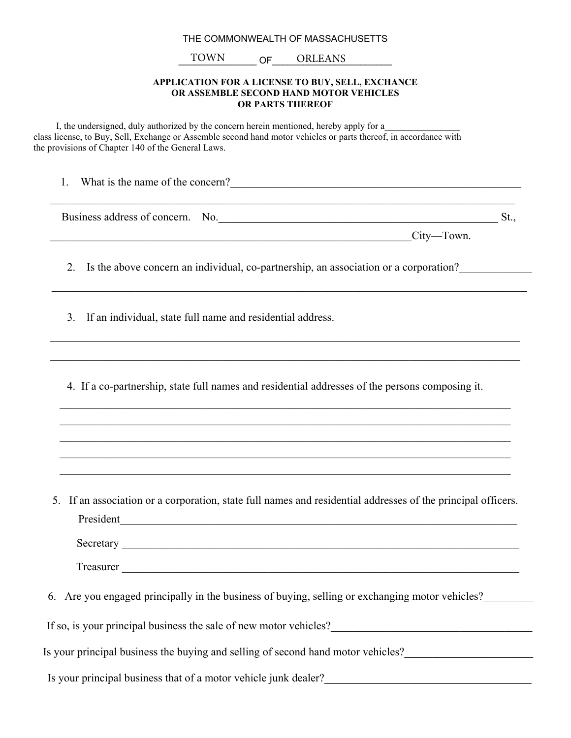THE COMMONWEALTH OF MASSACHUSETTS

TOWN OF ORLEANS

**APPLICATION FOR A LICENSE TO BUY, SELL, EXCHANCE OR ASSEMBLE SECOND HAND MOTOR VEHICLES OR PARTS THEREOF**

I, the undersigned, duly authorized by the concern herein mentioned, hereby apply for a________________ class license, to Buy, Sell, Exchange or Assemble second hand motor vehicles or parts thereof, in accordance with the provisions of Chapter 140 of the General Laws.

1. What is the name of the concern?_______________________________________________________

_____________________________________________________________________________________

Business address of concern. No.___________________________________________________ St.,

____________________________________________________________________City—Town.

2. Is the above concern an individual, co-partnership, an association or a corporation?_____________

_____________________________________________________________________________________

3. If an individual, state full name and residential address.

_____________________________________________________________________________________

_____________________________________________________________________________________

4. If a co-partnership, state full names and residential addresses of the persons composing it.

_____________________________________________________________________________________

_____________________________________________________________________________________

_____________________________________________________________________________________

_____________________________________________________________________________________

_____________________________________________________________________________________

5. If an association or a corporation, state full names and residential addresses of the principal officers.

President_____________________________________________________________________________

Secretary_____________________________________________________________________________

Treasurer_____________________________________________________________________________

6. Are you engaged principally in the business of buying, selling or exchanging motor vehicles?_________

If so, is your principal business the sale of new motor vehicles?____________________________________

Is your principal business the buying and selling of second hand motor vehicles?_______________________

Is your principal business that of a motor vehicle junk dealer?_____________________________________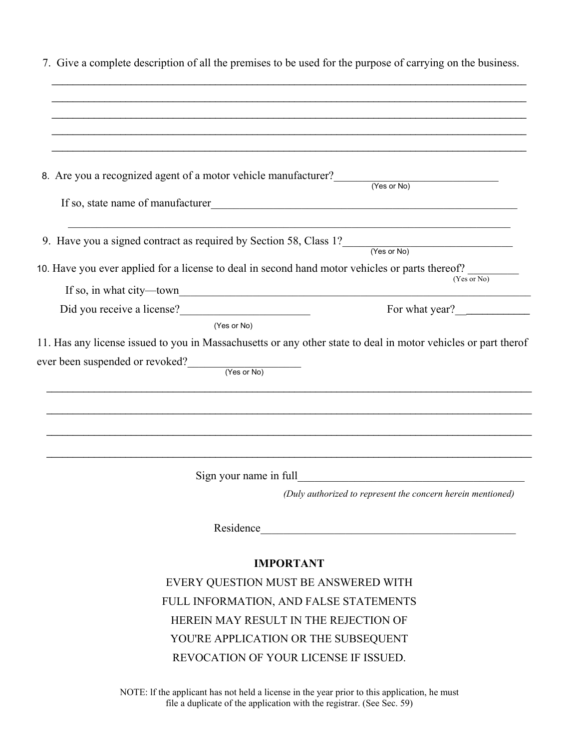7. Give a complete description of all the premises to be used for the purpose of carrying on the business.

______________________________________________________________________________

______________________________________________________________________________

______________________________________________________________________________

______________________________________________________________________________

______________________________________________________________________________

8. Are you a recognized agent of a motor vehicle manufacturer?____________________________
(Yes or No)

If so, state name of manufacturer______________________________________________________

______________________________________________________________________________

9. Have you a signed contract as required by Section 58, Class 1?____________________________
(Yes or No)

10. Have you ever applied for a license to deal in second hand motor vehicles or parts thereof? _________
(Yes or No)

If so, in what city—town________________________________________________________________

Did you receive a license?_______________________ For what year?___________
(Yes or No)

11. Has any license issued to you in Massachusetts or any other state to deal in motor vehicles or part therof ever been suspended or revoked?__________________
(Yes or No)

______________________________________________________________________________

______________________________________________________________________________

______________________________________________________________________________

______________________________________________________________________________

Sign your name in full_______________________________________

*(Duly authorized to represent the concern herein mentioned)*

Residence_____________________________________________

**IMPORTANT**

EVERY QUESTION MUST BE ANSWERED WITH FULL INFORMATION, AND FALSE STATEMENTS HEREIN MAY RESULT IN THE REJECTION OF YOU'RE APPLICATION OR THE SUBSEQUENT REVOCATION OF YOUR LICENSE IF ISSUED.

NOTE: If the applicant has not held a license in the year prior to this application, he must file a duplicate of the application with the registrar. (See Sec. 59)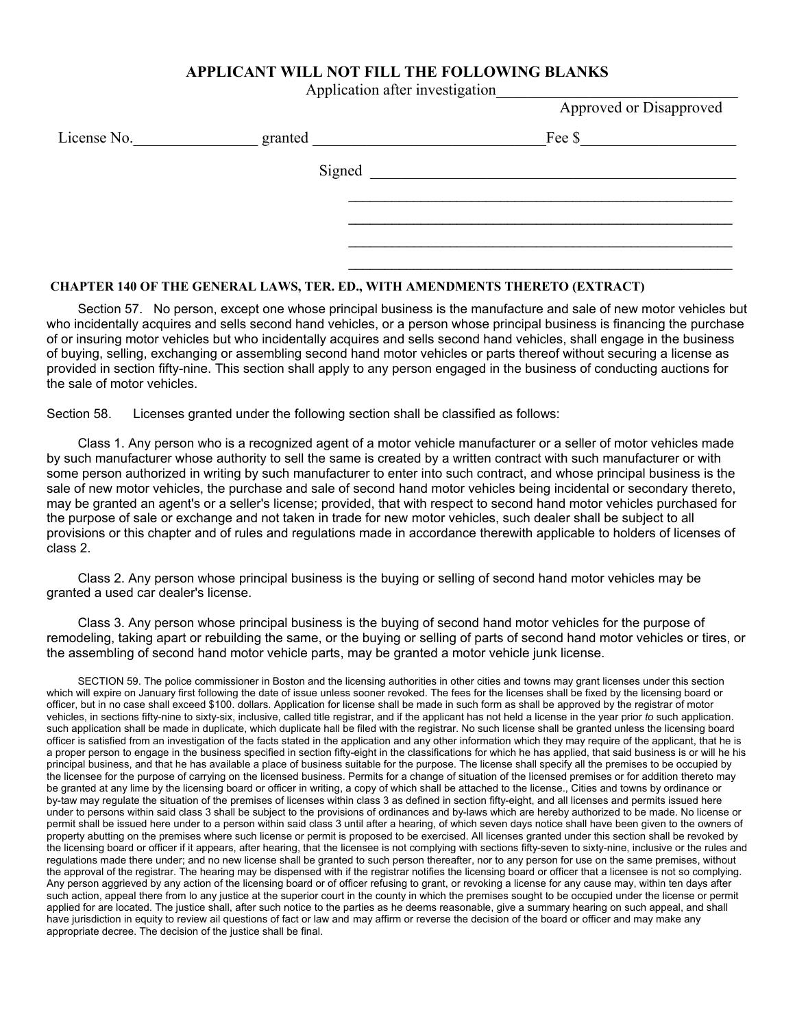**APPLICANT WILL NOT FILL THE FOLLOWING BLANKS**

Application after investigation_______________________________
Approved or Disapproved

License No.________________ granted ______________________________Fee $____________________

Signed ________________________________________________

________________________________________________

________________________________________________

________________________________________________

________________________________________________

**CHAPTER 140 OF THE GENERAL LAWS, TER. ED., WITH AMENDMENTS THERETO (EXTRACT)**

Section 57. No person, except one whose principal business is the manufacture and sale of new motor vehicles but who incidentally acquires and sells second hand vehicles, or a person whose principal business is financing the purchase of or insuring motor vehicles but who incidentally acquires and sells second hand vehicles, shall engage in the business of buying, selling, exchanging or assembling second hand motor vehicles or parts thereof without securing a license as provided in section fifty-nine. This section shall apply to any person engaged in the business of conducting auctions for the sale of motor vehicles.

Section 58. Licenses granted under the following section shall be classified as follows:

Class 1. Any person who is a recognized agent of a motor vehicle manufacturer or a seller of motor vehicles made by such manufacturer whose authority to sell the same is created by a written contract with such manufacturer or with some person authorized in writing by such manufacturer to enter into such contract, and whose principal business is the sale of new motor vehicles, the purchase and sale of second hand motor vehicles being incidental or secondary thereto, may be granted an agent's or a seller's license; provided, that with respect to second hand motor vehicles purchased for the purpose of sale or exchange and not taken in trade for new motor vehicles, such dealer shall be subject to all provisions or this chapter and of rules and regulations made in accordance therewith applicable to holders of licenses of class 2.

Class 2. Any person whose principal business is the buying or selling of second hand motor vehicles may be granted a used car dealer's license.

Class 3. Any person whose principal business is the buying of second hand motor vehicles for the purpose of remodeling, taking apart or rebuilding the same, or the buying or selling of parts of second hand motor vehicles or tires, or the assembling of second hand motor vehicle parts, may be granted a motor vehicle junk license.

SECTION 59. The police commissioner in Boston and the licensing authorities in other cities and towns may grant licenses under this section which will expire on January first following the date of issue unless sooner revoked. The fees for the licenses shall be fixed by the licensing board or officer, but in no case shall exceed $100. dollars. Application for license shall be made in such form as shall be approved by the registrar of motor vehicles, in sections fifty-nine to sixty-six, inclusive, called title registrar, and if the applicant has not held a license in the year prior *to* such application. such application shall be made in duplicate, which duplicate hall be filed with the registrar. No such license shall be granted unless the licensing board officer is satisfied from an investigation of the facts stated in the application and any other information which they may require of the applicant, that he is a proper person to engage in the business specified in section fifty-eight in the classifications for which he has applied, that said business is or will he his principal business, and that he has available a place of business suitable for the purpose. The license shall specify all the premises to be occupied by the licensee for the purpose of carrying on the licensed business. Permits for a change of situation of the licensed premises or for addition thereto may be granted at any lime by the licensing board or officer in writing, a copy of which shall be attached to the license., Cities and towns by ordinance or by-taw may regulate the situation of the premises of licenses within class 3 as defined in section fifty-eight, and all licenses and permits issued here under to persons within said class 3 shall be subject to the provisions of ordinances and by-laws which are hereby authorized to be made. No license or permit shall be issued here under to a person within said class 3 until after a hearing, of which seven days notice shall have been given to the owners of property abutting on the premises where such license or permit is proposed to be exercised. All licenses granted under this section shall be revoked by the licensing board or officer if it appears, after hearing, that the licensee is not complying with sections fifty-seven to sixty-nine, inclusive or the rules and regulations made there under; and no new license shall be granted to such person thereafter, nor to any person for use on the same premises, without the approval of the registrar. The hearing may be dispensed with if the registrar notifies the licensing board or officer that a licensee is not so complying. Any person aggrieved by any action of the licensing board or of officer refusing to grant, or revoking a license for any cause may, within ten days after such action, appeal there from lo any justice at the superior court in the county in which the premises sought to be occupied under the license or permit applied for are located. The justice shall, after such notice to the parties as he deems reasonable, give a summary hearing on such appeal, and shall have jurisdiction in equity to review ail questions of fact or law and may affirm or reverse the decision of the board or officer and may make any appropriate decree. The decision of the justice shall be final.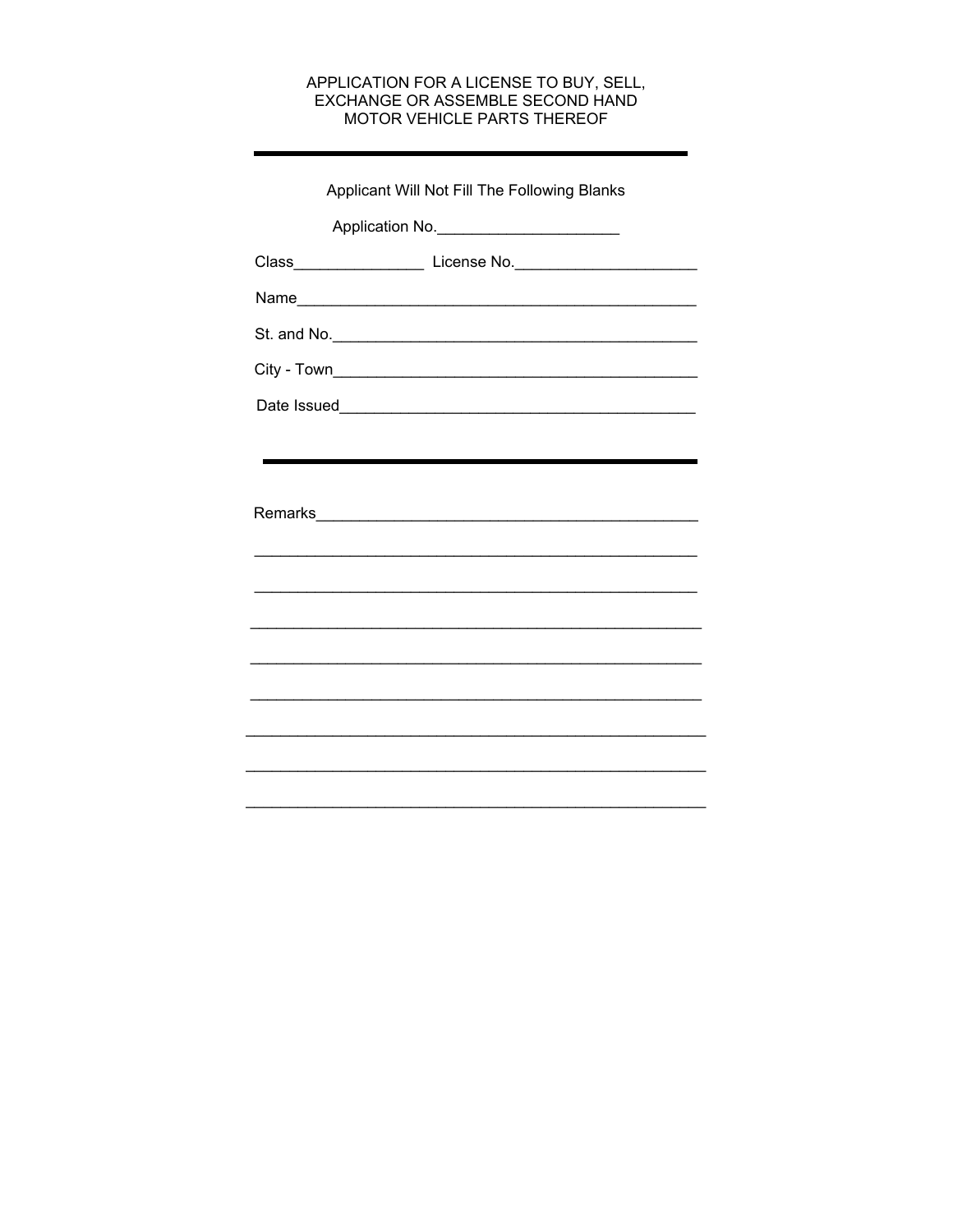# APPLICATION FOR A LICENSE TO BUY, SELL, EXCHANGE OR ASSEMBLE SECOND HAND MOTOR VEHICLE PARTS THEREOF

---

Applicant Will Not Fill The Following Blanks

Application No.____________________

Class_______________ License No.____________________

Name____________________________________________

St. and No.________________________________________

City - Town________________________________________

Date Issued________________________________________

---

Remarks__________________________________________

_______________________________________________

_______________________________________________

_______________________________________________

_______________________________________________

_______________________________________________

_______________________________________________

_______________________________________________

_______________________________________________